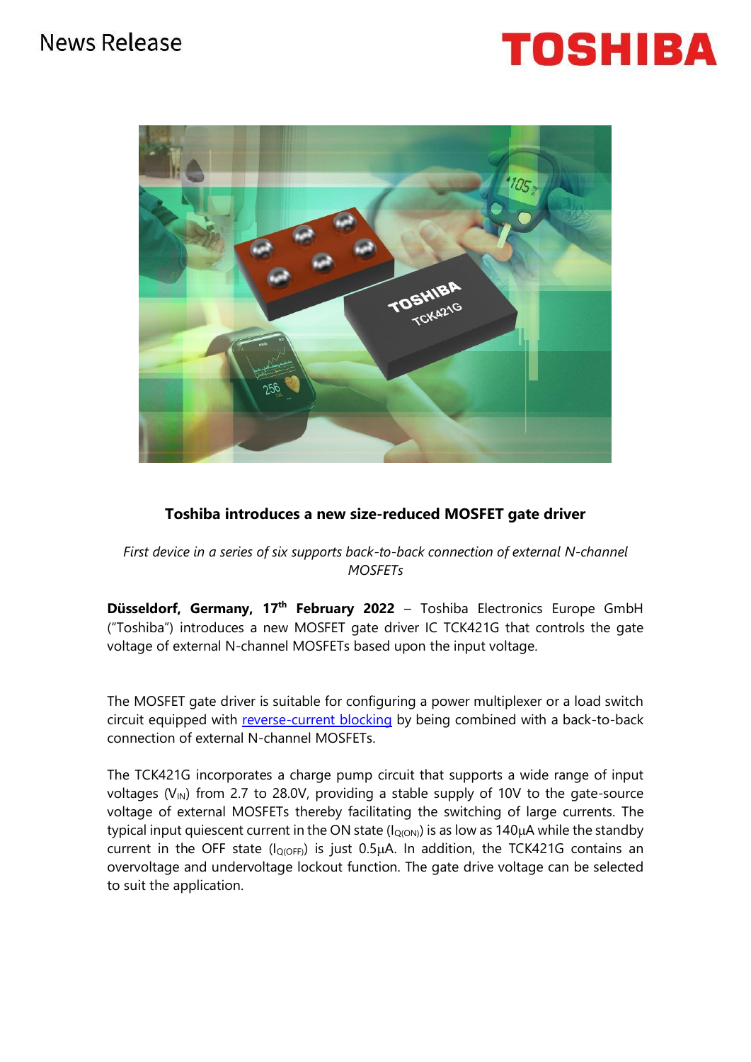News Release

**TOSHIBA**

### Toshiba introduces a new size-reduced MOSFET gate driver

*First device in a series of six supports back-to-back connection of external N-channel MOSFETs*

**Düsseldorf, Germany, 17th February 2022** – Toshiba Electronics Europe GmbH ("Toshiba") introduces a new MOSFET gate driver IC TCK421G that controls the gate voltage of external N-channel MOSFETs based upon the input voltage.

The MOSFET gate driver is suitable for configuring a power multiplexer or a load switch circuit equipped with reverse-current blocking by being combined with a back-to-back connection of external N-channel MOSFETs.

The TCK421G incorporates a charge pump circuit that supports a wide range of input voltages ($V_{IN}$) from 2.7 to 28.0V, providing a stable supply of 10V to the gate-source voltage of external MOSFETs thereby facilitating the switching of large currents. The typical input quiescent current in the ON state ($I_{Q(ON)}$) is as low as 140µA while the standby current in the OFF state ($I_{Q(OFF)}$) is just 0.5µA. In addition, the TCK421G contains an overvoltage and undervoltage lockout function. The gate drive voltage can be selected to suit the application.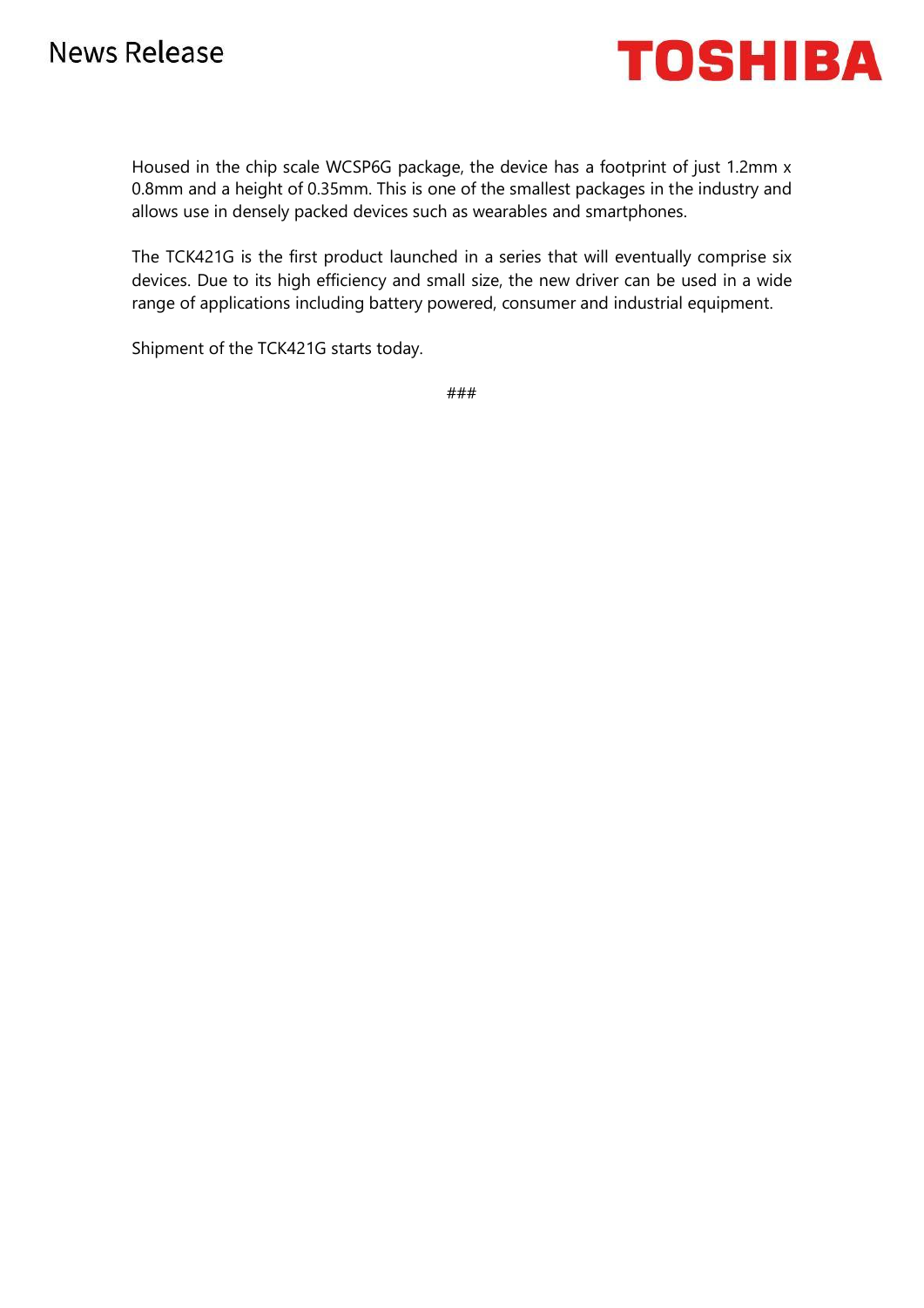Housed in the chip scale WCSP6G package, the device has a footprint of just 1.2mm x 0.8mm and a height of 0.35mm. This is one of the smallest packages in the industry and allows use in densely packed devices such as wearables and smartphones.

The TCK421G is the first product launched in a series that will eventually comprise six devices. Due to its high efficiency and small size, the new driver can be used in a wide range of applications including battery powered, consumer and industrial equipment.

Shipment of the TCK421G starts today.

###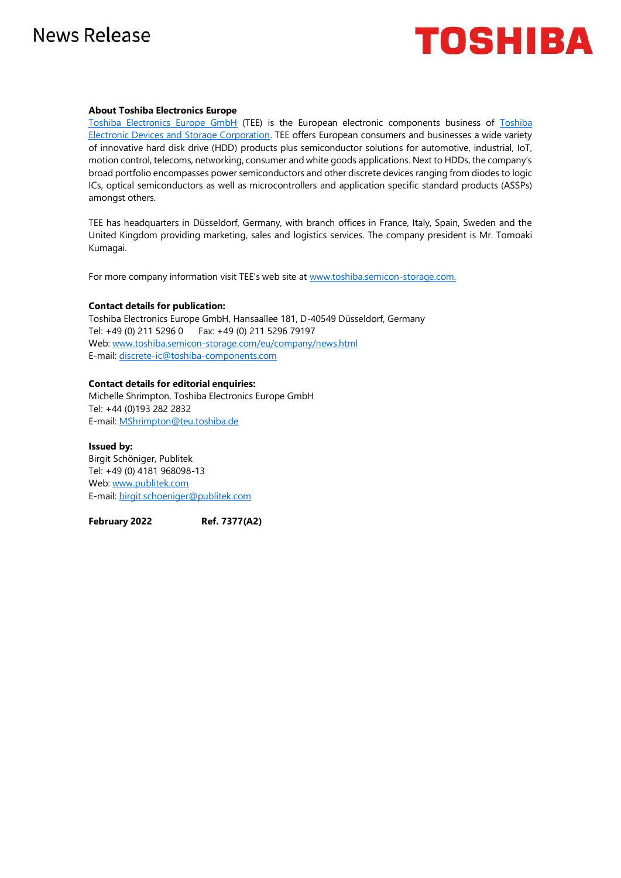**About Toshiba Electronics Europe**

Toshiba Electronics Europe GmbH (TEE) is the European electronic components business of Toshiba Electronic Devices and Storage Corporation. TEE offers European consumers and businesses a wide variety of innovative hard disk drive (HDD) products plus semiconductor solutions for automotive, industrial, IoT, motion control, telecoms, networking, consumer and white goods applications. Next to HDDs, the company's broad portfolio encompasses power semiconductors and other discrete devices ranging from diodes to logic ICs, optical semiconductors as well as microcontrollers and application specific standard products (ASSPs) amongst others.

TEE has headquarters in Düsseldorf, Germany, with branch offices in France, Italy, Spain, Sweden and the United Kingdom providing marketing, sales and logistics services. The company president is Mr. Tomoaki Kumagai.

For more company information visit TEE's web site at www.toshiba.semicon-storage.com.

**Contact details for publication:**
Toshiba Electronics Europe GmbH, Hansaallee 181, D-40549 Düsseldorf, Germany
Tel: +49 (0) 211 5296 0 Fax: +49 (0) 211 5296 79197
Web: www.toshiba.semicon-storage.com/eu/company/news.html
E-mail: discrete-ic@toshiba-components.com

**Contact details for editorial enquiries:**
Michelle Shrimpton, Toshiba Electronics Europe GmbH
Tel: +44 (0)193 282 2832
E-mail: MShrimpton@teu.toshiba.de

**Issued by:**
Birgit Schöniger, Publitek
Tel: +49 (0) 4181 968098-13
Web: www.publitek.com
E-mail: birgit.schoeniger@publitek.com

**February 2022** **Ref. 7377(A2)**